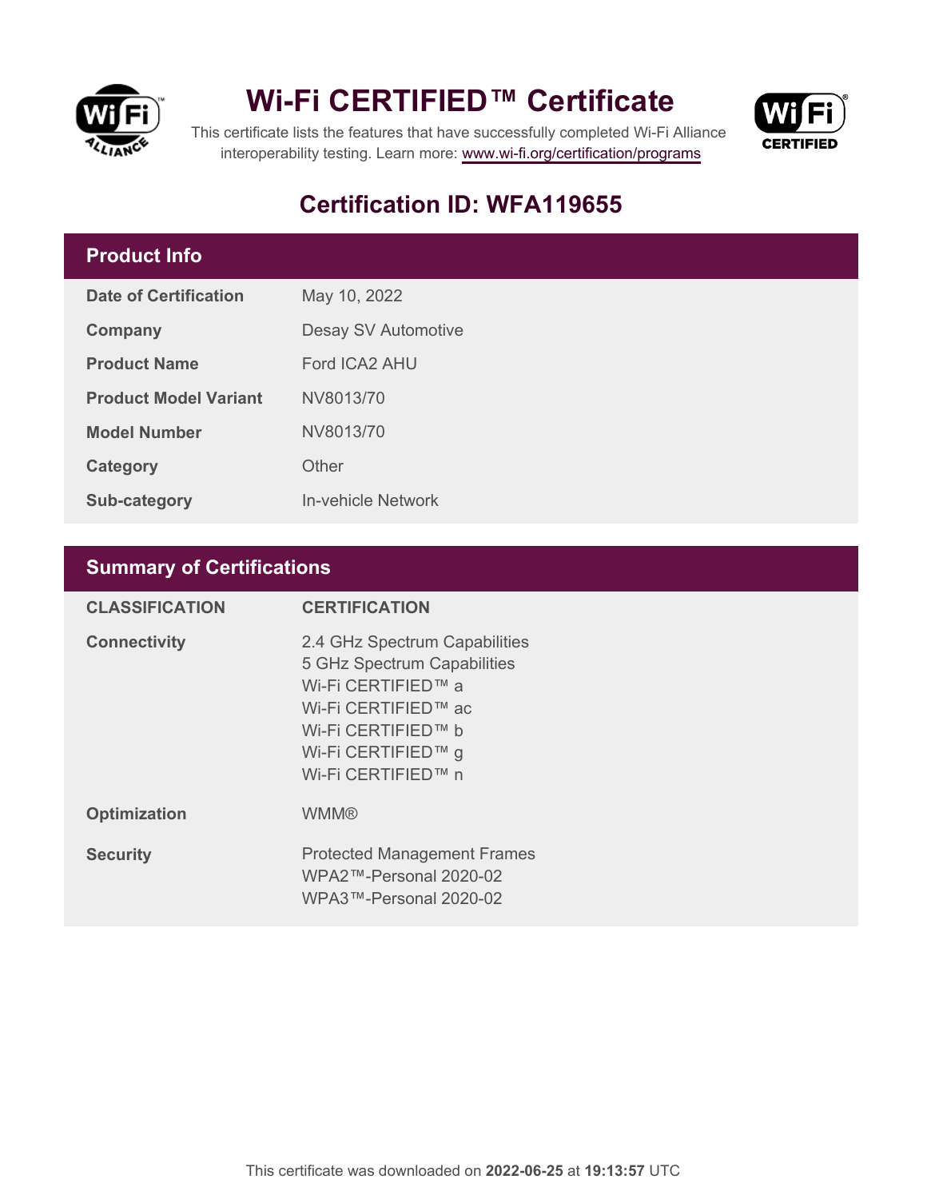# Wi-Fi CERTIFIED™ Certificate

This certificate lists the features that have successfully completed Wi-Fi Alliance interoperability testing. Learn more: www.wi-fi.org/certification/programs

## Certification ID: WFA119655

## Product Info

| | |
|---|---|
| **Date of Certification** | May 10, 2022 |
| **Company** | Desay SV Automotive |
| **Product Name** | Ford ICA2 AHU |
| **Product Model Variant** | NV8013/70 |
| **Model Number** | NV8013/70 |
| **Category** | Other |
| **Sub-category** | In-vehicle Network |

## Summary of Certifications

| CLASSIFICATION | CERTIFICATION |
|---|---|
| **Connectivity** | 2.4 GHz Spectrum Capabilities<br>5 GHz Spectrum Capabilities<br>Wi-Fi CERTIFIED™ a<br>Wi-Fi CERTIFIED™ ac<br>Wi-Fi CERTIFIED™ b<br>Wi-Fi CERTIFIED™ g<br>Wi-Fi CERTIFIED™ n |
| **Optimization** | WMM® |
| **Security** | Protected Management Frames<br>WPA2™-Personal 2020-02<br>WPA3™-Personal 2020-02 |

This certificate was downloaded on **2022-06-25** at **19:13:57** UTC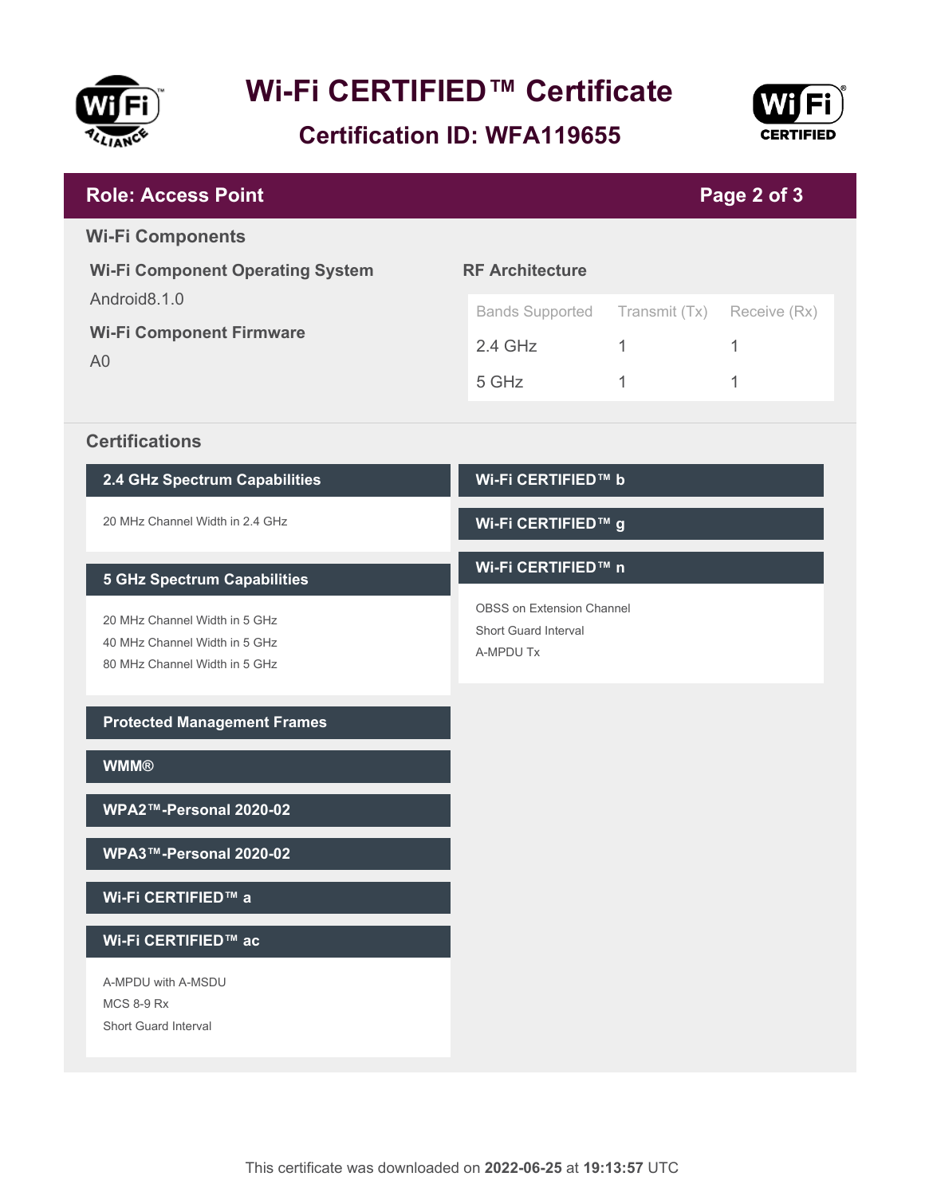# Wi-Fi CERTIFIED™ Certificate

## Certification ID: WFA119655

## Role: Access Point

### Wi-Fi Components

**Wi-Fi Component Operating System**

Android8.1.0

**Wi-Fi Component Firmware**

A0

**RF Architecture**

| Bands Supported | Transmit (Tx) | Receive (Rx) |
|---|---|---|
| 2.4 GHz | 1 | 1 |
| 5 GHz | 1 | 1 |

### Certifications

**2.4 GHz Spectrum Capabilities**

- 20 MHz Channel Width in 2.4 GHz

**5 GHz Spectrum Capabilities**

- 20 MHz Channel Width in 5 GHz
- 40 MHz Channel Width in 5 GHz
- 80 MHz Channel Width in 5 GHz

**Protected Management Frames**

**WMM®**

**WPA2™-Personal 2020-02**

**WPA3™-Personal 2020-02**

**Wi-Fi CERTIFIED™ a**

**Wi-Fi CERTIFIED™ ac**

- A-MPDU with A-MSDU
- MCS 8-9 Rx
- Short Guard Interval

**Wi-Fi CERTIFIED™ b**

**Wi-Fi CERTIFIED™ g**

**Wi-Fi CERTIFIED™ n**

- OBSS on Extension Channel
- Short Guard Interval
- A-MPDU Tx

This certificate was downloaded on **2022-06-25** at **19:13:57** UTC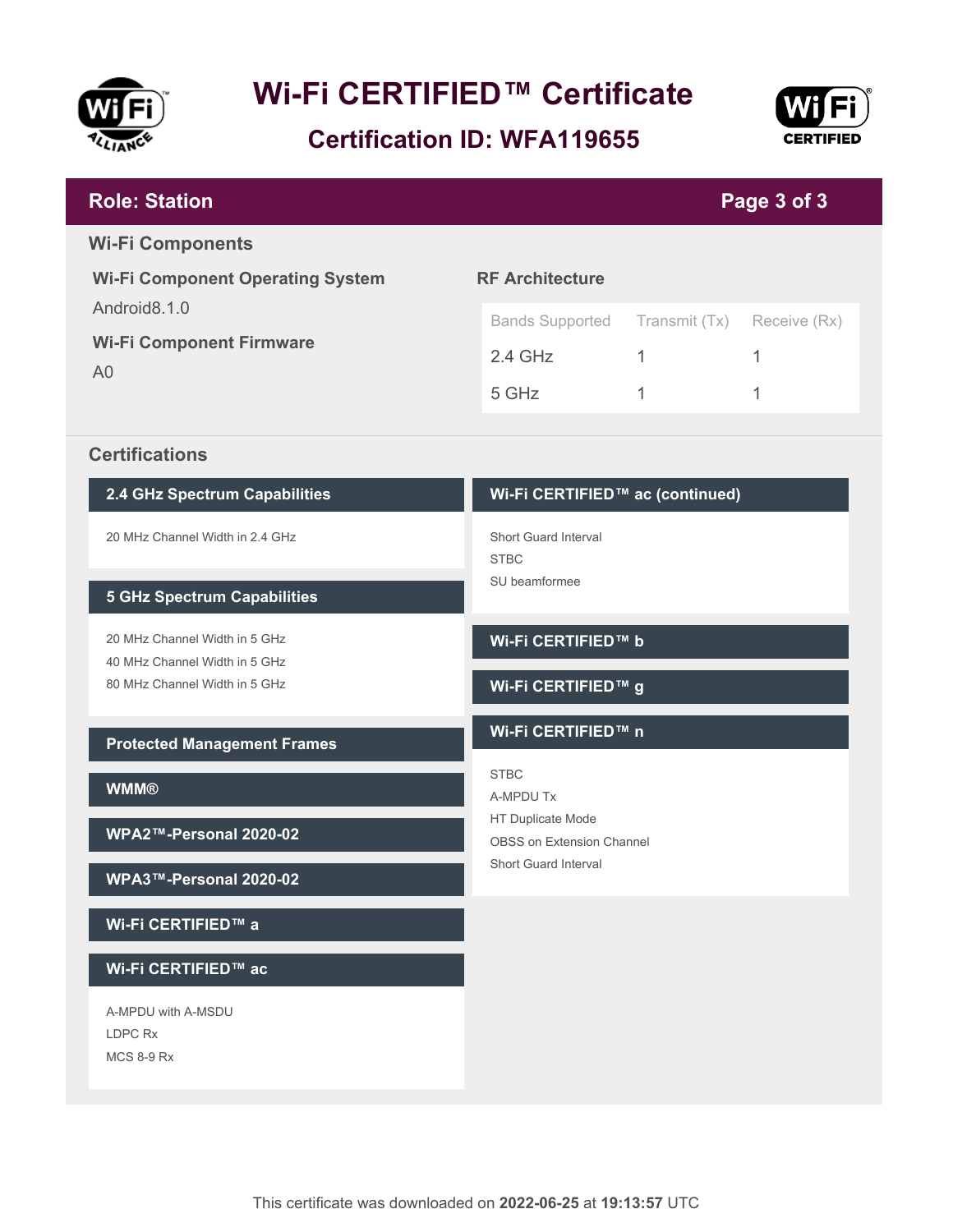# Wi-Fi CERTIFIED™ Certificate

## Certification ID: WFA119655

**Role: Station**

### Wi-Fi Components

**Wi-Fi Component Operating System**

Android8.1.0

**Wi-Fi Component Firmware**

A0

**RF Architecture**

| Bands Supported | Transmit (Tx) | Receive (Rx) |
|---|---|---|
| 2.4 GHz | 1 | 1 |
| 5 GHz | 1 | 1 |

### Certifications

**2.4 GHz Spectrum Capabilities**

- 20 MHz Channel Width in 2.4 GHz

**5 GHz Spectrum Capabilities**

- 20 MHz Channel Width in 5 GHz
- 40 MHz Channel Width in 5 GHz
- 80 MHz Channel Width in 5 GHz

**Protected Management Frames**

**WMM®**

**WPA2™-Personal 2020-02**

**WPA3™-Personal 2020-02**

**Wi-Fi CERTIFIED™ a**

**Wi-Fi CERTIFIED™ ac**

- A-MPDU with A-MSDU
- LDPC Rx
- MCS 8-9 Rx

**Wi-Fi CERTIFIED™ ac (continued)**

- Short Guard Interval
- STBC
- SU beamformee

**Wi-Fi CERTIFIED™ b**

**Wi-Fi CERTIFIED™ g**

**Wi-Fi CERTIFIED™ n**

- STBC
- A-MPDU Tx
- HT Duplicate Mode
- OBSS on Extension Channel
- Short Guard Interval

This certificate was downloaded on **2022-06-25** at **19:13:57** UTC